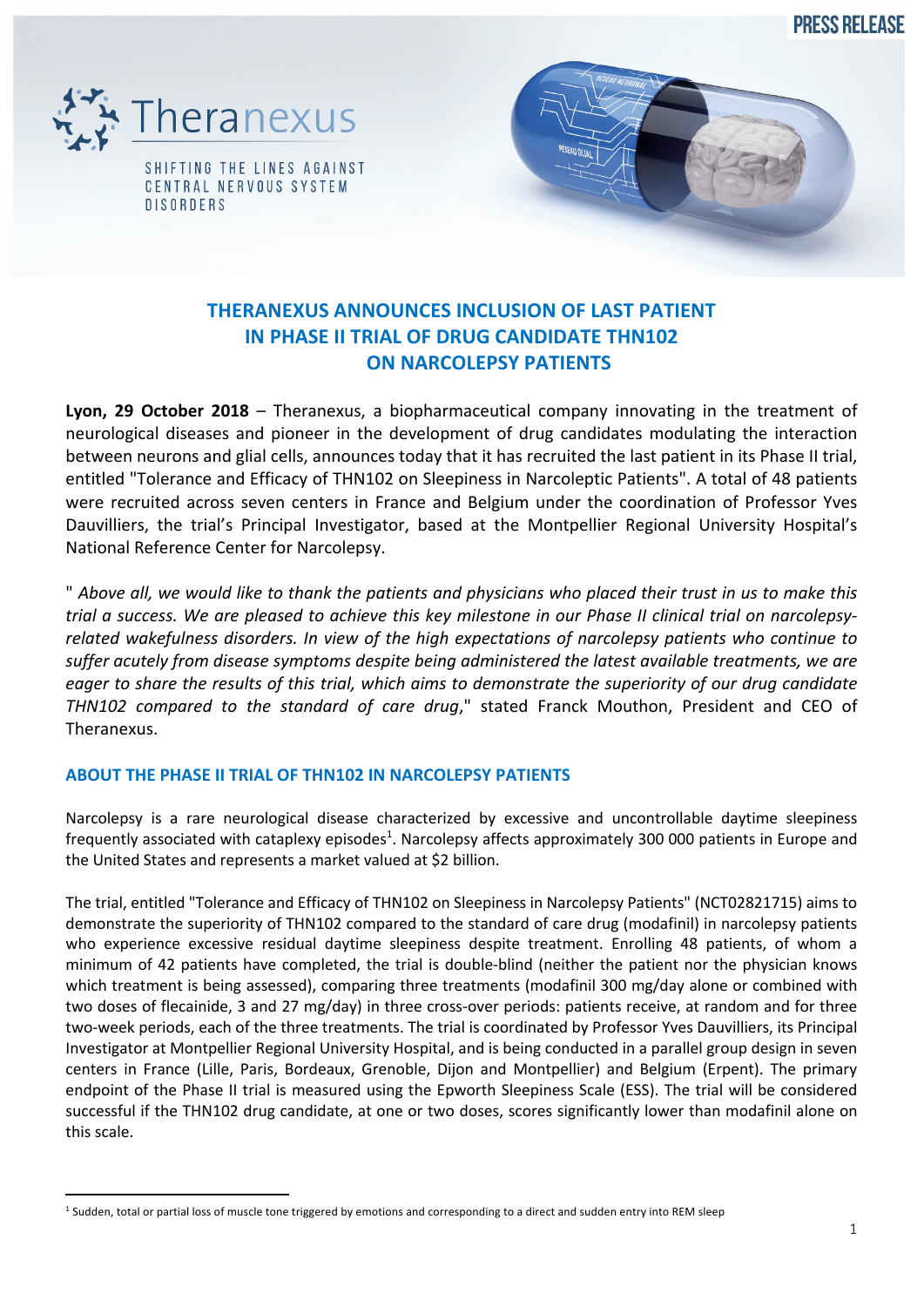PRESS RELEASE

Theranexus

SHIFTING THE LINES AGAINST CENTRAL NERVOUS SYSTEM DISORDERS

# THERANEXUS ANNOUNCES INCLUSION OF LAST PATIENT IN PHASE II TRIAL OF DRUG CANDIDATE THN102 ON NARCOLEPSY PATIENTS

**Lyon, 29 October 2018** – Theranexus, a biopharmaceutical company innovating in the treatment of neurological diseases and pioneer in the development of drug candidates modulating the interaction between neurons and glial cells, announces today that it has recruited the last patient in its Phase II trial, entitled "Tolerance and Efficacy of THN102 on Sleepiness in Narcoleptic Patients". A total of 48 patients were recruited across seven centers in France and Belgium under the coordination of Professor Yves Dauvilliers, the trial's Principal Investigator, based at the Montpellier Regional University Hospital's National Reference Center for Narcolepsy.

" *Above all, we would like to thank the patients and physicians who placed their trust in us to make this trial a success. We are pleased to achieve this key milestone in our Phase II clinical trial on narcolepsy-related wakefulness disorders. In view of the high expectations of narcolepsy patients who continue to suffer acutely from disease symptoms despite being administered the latest available treatments, we are eager to share the results of this trial, which aims to demonstrate the superiority of our drug candidate THN102 compared to the standard of care drug*," stated Franck Mouthon, President and CEO of Theranexus.

## ABOUT THE PHASE II TRIAL OF THN102 IN NARCOLEPSY PATIENTS

Narcolepsy is a rare neurological disease characterized by excessive and uncontrollable daytime sleepiness frequently associated with cataplexy episodes[1]. Narcolepsy affects approximately 300 000 patients in Europe and the United States and represents a market valued at $2 billion.

The trial, entitled "Tolerance and Efficacy of THN102 on Sleepiness in Narcolepsy Patients" (NCT02821715) aims to demonstrate the superiority of THN102 compared to the standard of care drug (modafinil) in narcolepsy patients who experience excessive residual daytime sleepiness despite treatment. Enrolling 48 patients, of whom a minimum of 42 patients have completed, the trial is double-blind (neither the patient nor the physician knows which treatment is being assessed), comparing three treatments (modafinil 300 mg/day alone or combined with two doses of flecainide, 3 and 27 mg/day) in three cross-over periods: patients receive, at random and for three two-week periods, each of the three treatments. The trial is coordinated by Professor Yves Dauvilliers, its Principal Investigator at Montpellier Regional University Hospital, and is being conducted in a parallel group design in seven centers in France (Lille, Paris, Bordeaux, Grenoble, Dijon and Montpellier) and Belgium (Erpent). The primary endpoint of the Phase II trial is measured using the Epworth Sleepiness Scale (ESS). The trial will be considered successful if the THN102 drug candidate, at one or two doses, scores significantly lower than modafinil alone on this scale.

---

[1] Sudden, total or partial loss of muscle tone triggered by emotions and corresponding to a direct and sudden entry into REM sleep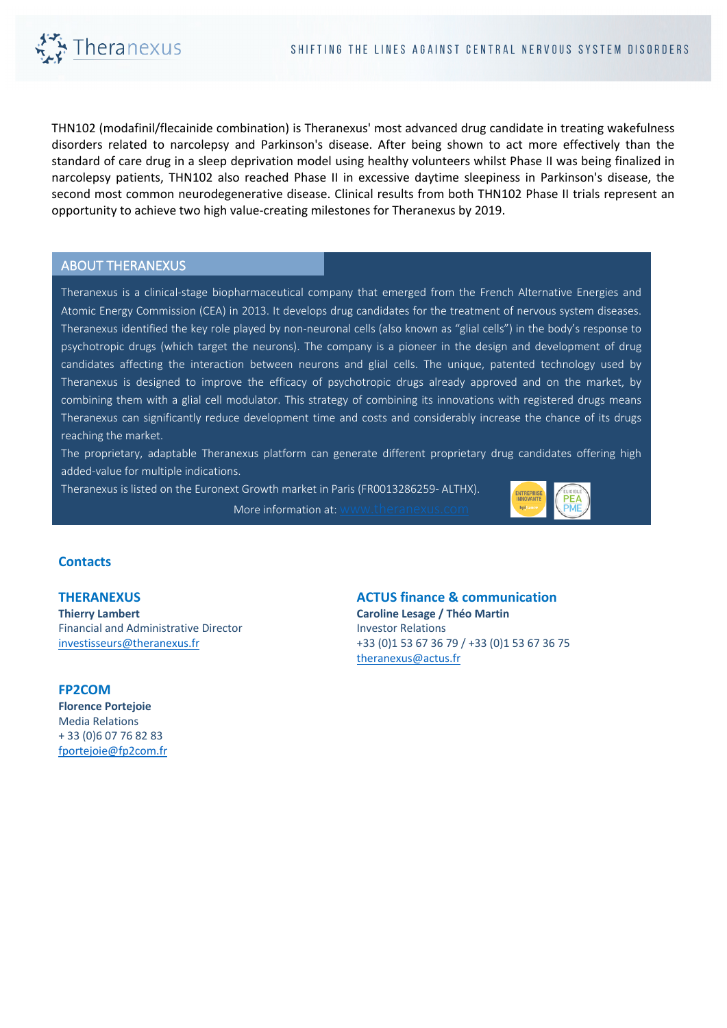THN102 (modafinil/flecainide combination) is Theranexus' most advanced drug candidate in treating wakefulness disorders related to narcolepsy and Parkinson's disease. After being shown to act more effectively than the standard of care drug in a sleep deprivation model using healthy volunteers whilst Phase II was being finalized in narcolepsy patients, THN102 also reached Phase II in excessive daytime sleepiness in Parkinson's disease, the second most common neurodegenerative disease. Clinical results from both THN102 Phase II trials represent an opportunity to achieve two high value-creating milestones for Theranexus by 2019.

## ABOUT THERANEXUS

Theranexus is a clinical-stage biopharmaceutical company that emerged from the French Alternative Energies and Atomic Energy Commission (CEA) in 2013. It develops drug candidates for the treatment of nervous system diseases. Theranexus identified the key role played by non-neuronal cells (also known as "glial cells") in the body's response to psychotropic drugs (which target the neurons). The company is a pioneer in the design and development of drug candidates affecting the interaction between neurons and glial cells. The unique, patented technology used by Theranexus is designed to improve the efficacy of psychotropic drugs already approved and on the market, by combining them with a glial cell modulator. This strategy of combining its innovations with registered drugs means Theranexus can significantly reduce development time and costs and considerably increase the chance of its drugs reaching the market.

The proprietary, adaptable Theranexus platform can generate different proprietary drug candidates offering high added-value for multiple indications.

Theranexus is listed on the Euronext Growth market in Paris (FR0013286259- ALTHX).

More information at: www.theranexus.com

ENTREPRISE INNOVANTE bpifrance

ÉLIGIBLE PEA PME

## Contacts

### THERANEXUS

**Thierry Lambert**
Financial and Administrative Director
investisseurs@theranexus.fr

### ACTUS finance & communication

**Caroline Lesage / Théo Martin**
Investor Relations
+33 (0)1 53 67 36 79 / +33 (0)1 53 67 36 75
theranexus@actus.fr

### FP2COM

**Florence Portejoie**
Media Relations
+ 33 (0)6 07 76 82 83
fportejoie@fp2com.fr